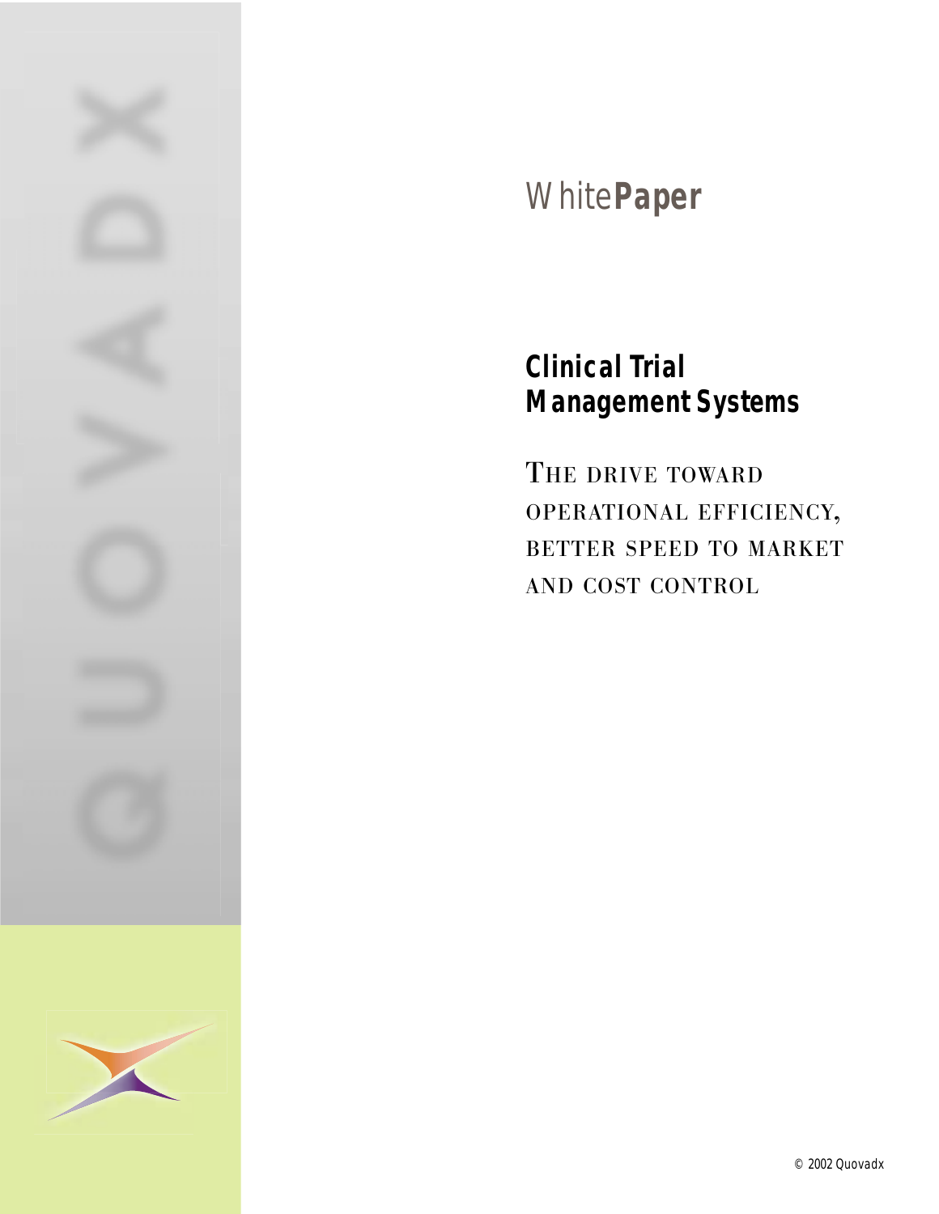WhitePaper

# Clinical Trial Management Systems

## THE DRIVE TOWARD OPERATIONAL EFFICIENCY, BETTER SPEED TO MARKET AND COST CONTROL

© 2002 Quovadx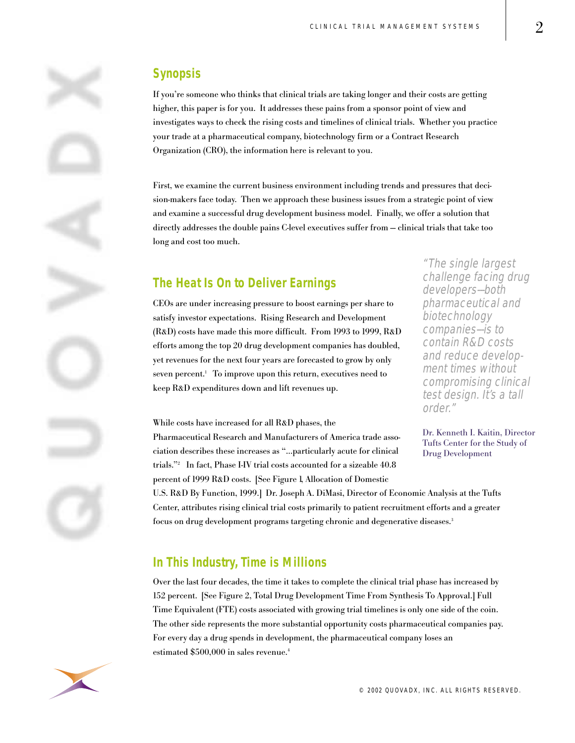## Synopsis

If you're someone who thinks that clinical trials are taking longer and their costs are getting higher, this paper is for you. It addresses these pains from a sponsor point of view and investigates ways to check the rising costs and timelines of clinical trials. Whether you practice your trade at a pharmaceutical company, biotechnology firm or a Contract Research Organization (CRO), the information here is relevant to you.

First, we examine the current business environment including trends and pressures that decision-makers face today. Then we approach these business issues from a strategic point of view and examine a successful drug development business model. Finally, we offer a solution that directly addresses the double pains C-level executives suffer from — clinical trials that take too long and cost too much.

## The Heat Is On to Deliver Earnings

CEOs are under increasing pressure to boost earnings per share to satisfy investor expectations. Rising Research and Development (R&D) costs have made this more difficult. From 1993 to 1999, R&D efforts among the top 20 drug development companies has doubled, yet revenues for the next four years are forecasted to grow by only seven percent.[1] To improve upon this return, executives need to keep R&D expenditures down and lift revenues up.

> *"The single largest challenge facing drug developers—both pharmaceutical and biotechnology companies—is to contain R&D costs and reduce development times without compromising clinical test design. It's a tall order."*
>
> Dr. Kenneth I. Kaitin, Director
> Tufts Center for the Study of Drug Development

While costs have increased for all R&D phases, the Pharmaceutical Research and Manufacturers of America trade association describes these increases as "...particularly acute for clinical trials."[2] In fact, Phase I-IV trial costs accounted for a sizeable 40.8 percent of 1999 R&D costs. [See Figure 1, Allocation of Domestic U.S. R&D By Function, 1999.] Dr. Joseph A. DiMasi, Director of Economic Analysis at the Tufts Center, attributes rising clinical trial costs primarily to patient recruitment efforts and a greater focus on drug development programs targeting chronic and degenerative diseases.[3]

## In This Industry, Time is Millions

Over the last four decades, the time it takes to complete the clinical trial phase has increased by 152 percent. [See Figure 2, Total Drug Development Time From Synthesis To Approval.] Full Time Equivalent (FTE) costs associated with growing trial timelines is only one side of the coin. The other side represents the more substantial opportunity costs pharmaceutical companies pay. For every day a drug spends in development, the pharmaceutical company loses an estimated $500,000 in sales revenue.[4]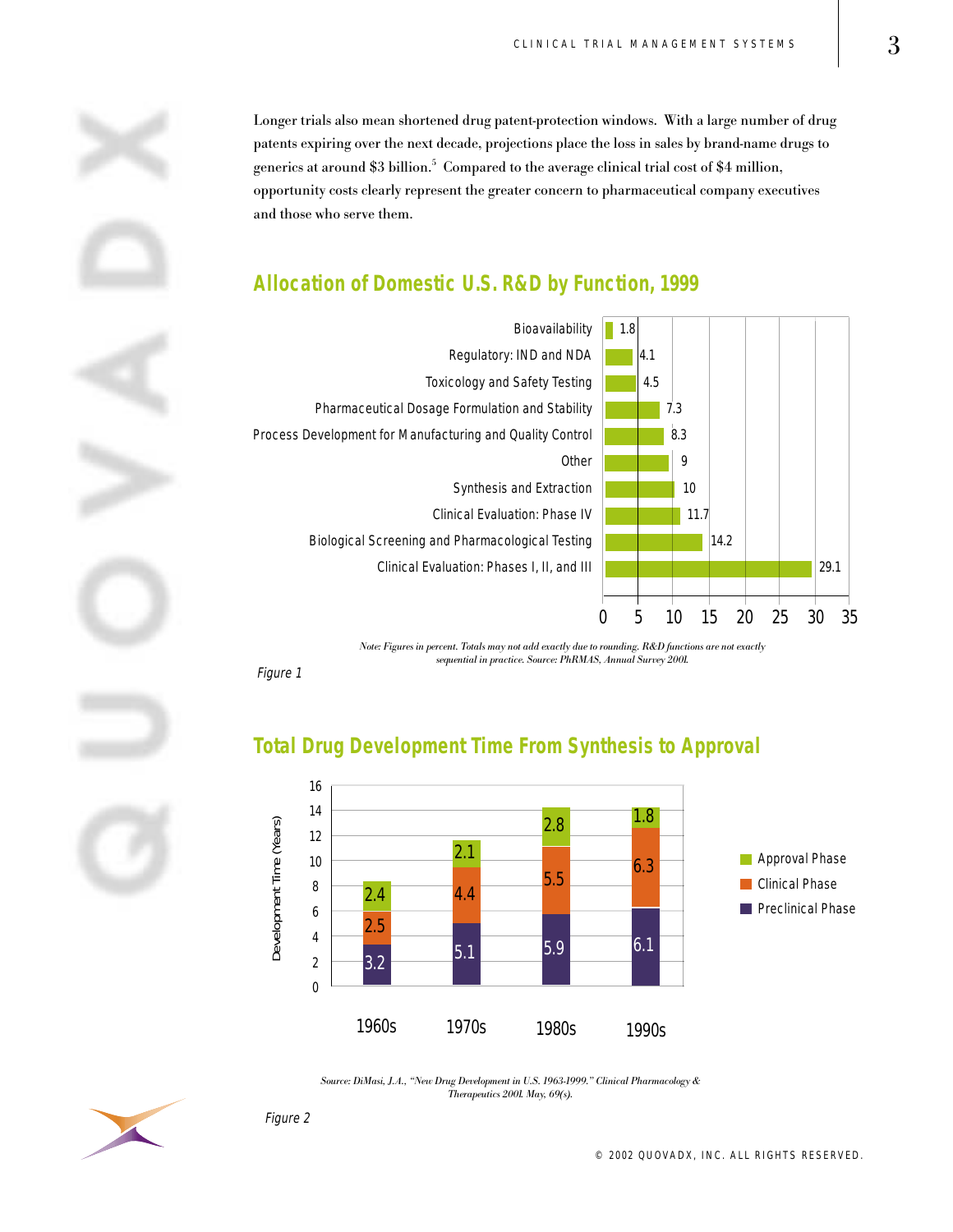Longer trials also mean shortened drug patent-protection windows. With a large number of drug patents expiring over the next decade, projections place the loss in sales by brand-name drugs to generics at around $3 billion.[5] Compared to the average clinical trial cost of $4 million, opportunity costs clearly represent the greater concern to pharmaceutical company executives and those who serve them.

## Allocation of Domestic U.S. R&D by Function, 1999

| Function | Percent |
|---|---|
| Bioavailability | 1.8 |
| Regulatory: IND and NDA | 4.1 |
| Toxicology and Safety Testing | 4.5 |
| Pharmaceutical Dosage Formulation and Stability | 7.3 |
| Process Development for Manufacturing and Quality Control | 8.3 |
| Other | 9 |
| Synthesis and Extraction | 10 |
| Clinical Evaluation: Phase IV | 11.7 |
| Biological Screening and Pharmacological Testing | 14.2 |
| Clinical Evaluation: Phases I, II, and III | 29.1 |

*Note: Figures in percent. Totals may not add exactly due to rounding. R&D functions are not exactly sequential in practice. Source: PhRMAS, Annual Survey 2001.*

*Figure 1*

## Total Drug Development Time From Synthesis to Approval

| Decade | Preclinical Phase | Clinical Phase | Approval Phase |
|---|---|---|---|
| 1960s | 3.2 | 2.5 | 2.4 |
| 1970s | 5.1 | 4.4 | 2.1 |
| 1980s | 5.9 | 5.5 | 2.8 |
| 1990s | 6.1 | 6.3 | 1.8 |

Development Time (Years)

*Source: DiMasi, J.A., "New Drug Development in U.S. 1963-1999." Clinical Pharmacology & Therapeutics 2001. May, 69(s).*

*Figure 2*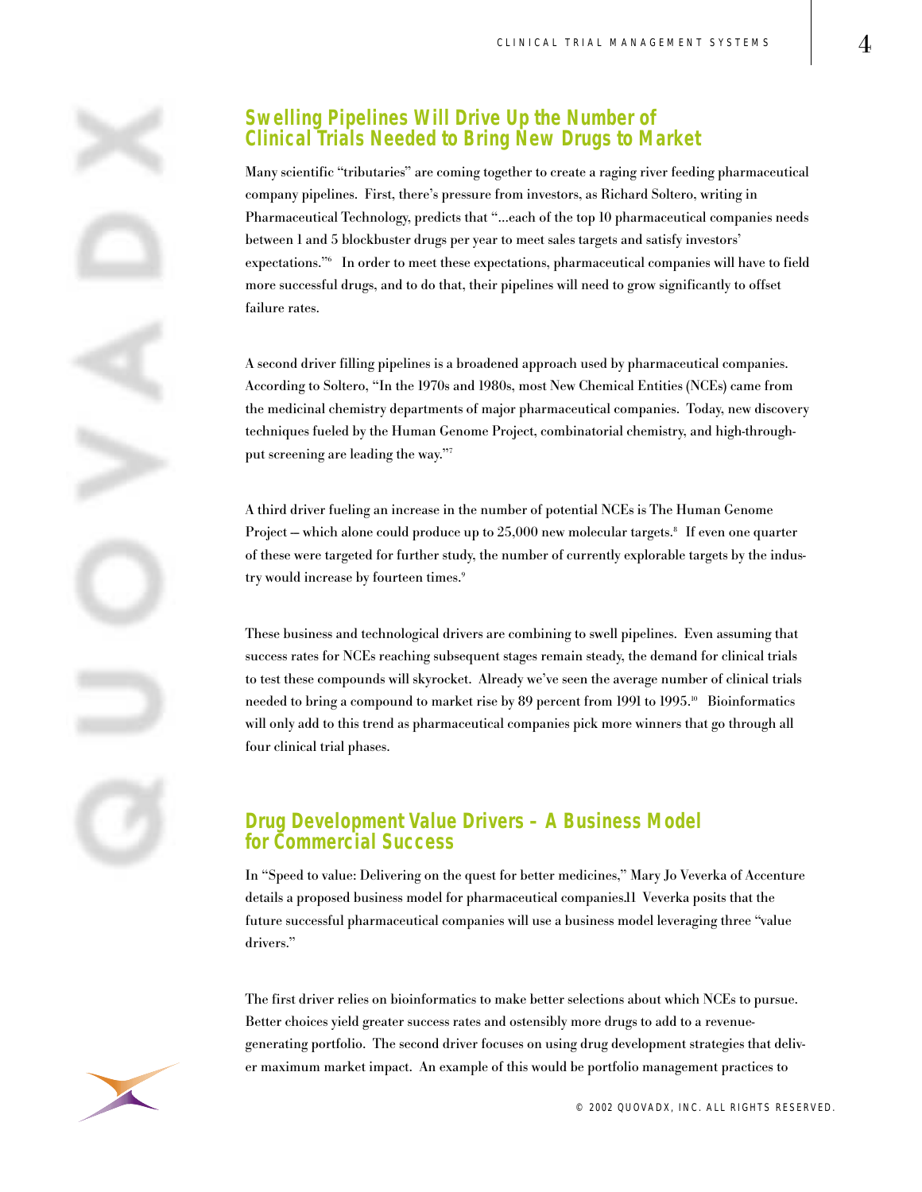## Swelling Pipelines Will Drive Up the Number of Clinical Trials Needed to Bring New Drugs to Market

Many scientific "tributaries" are coming together to create a raging river feeding pharmaceutical company pipelines. First, there's pressure from investors, as Richard Soltero, writing in Pharmaceutical Technology, predicts that "...each of the top 10 pharmaceutical companies needs between 1 and 5 blockbuster drugs per year to meet sales targets and satisfy investors' expectations."[6] In order to meet these expectations, pharmaceutical companies will have to field more successful drugs, and to do that, their pipelines will need to grow significantly to offset failure rates.

A second driver filling pipelines is a broadened approach used by pharmaceutical companies. According to Soltero, "In the 1970s and 1980s, most New Chemical Entities (NCEs) came from the medicinal chemistry departments of major pharmaceutical companies. Today, new discovery techniques fueled by the Human Genome Project, combinatorial chemistry, and high-throughput screening are leading the way."[7]

A third driver fueling an increase in the number of potential NCEs is The Human Genome Project – which alone could produce up to 25,000 new molecular targets.[8] If even one quarter of these were targeted for further study, the number of currently explorable targets by the industry would increase by fourteen times.[9]

These business and technological drivers are combining to swell pipelines. Even assuming that success rates for NCEs reaching subsequent stages remain steady, the demand for clinical trials to test these compounds will skyrocket. Already we've seen the average number of clinical trials needed to bring a compound to market rise by 89 percent from 1991 to 1995.[10] Bioinformatics will only add to this trend as pharmaceutical companies pick more winners that go through all four clinical trial phases.

## Drug Development Value Drivers – A Business Model for Commercial Success

In "Speed to value: Delivering on the quest for better medicines," Mary Jo Veverka of Accenture details a proposed business model for pharmaceutical companies.11 Veverka posits that the future successful pharmaceutical companies will use a business model leveraging three "value drivers."

The first driver relies on bioinformatics to make better selections about which NCEs to pursue. Better choices yield greater success rates and ostensibly more drugs to add to a revenue-generating portfolio. The second driver focuses on using drug development strategies that deliver maximum market impact. An example of this would be portfolio management practices to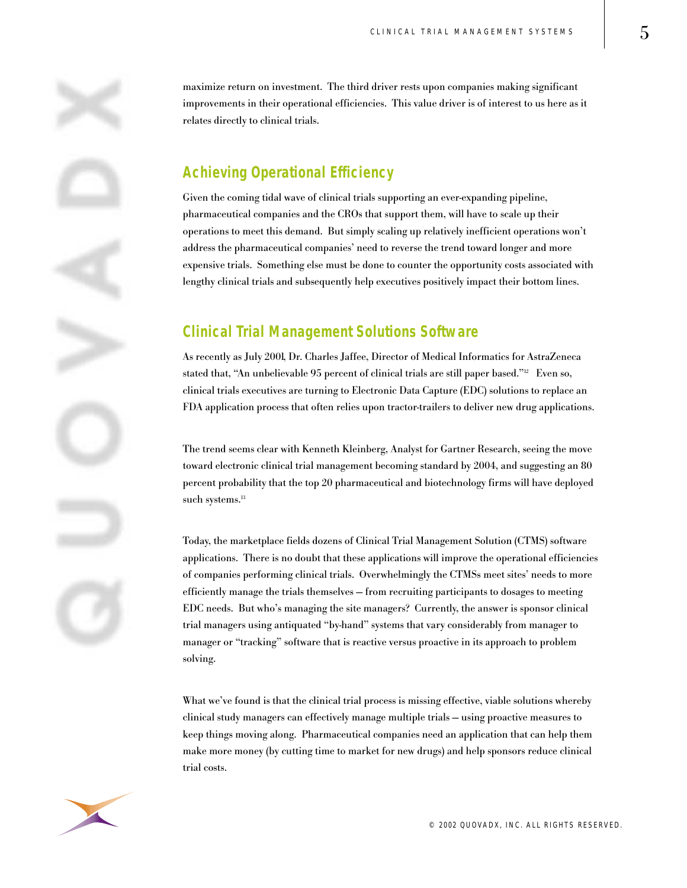maximize return on investment. The third driver rests upon companies making significant improvements in their operational efficiencies. This value driver is of interest to us here as it relates directly to clinical trials.

## Achieving Operational Efficiency

Given the coming tidal wave of clinical trials supporting an ever-expanding pipeline, pharmaceutical companies and the CROs that support them, will have to scale up their operations to meet this demand. But simply scaling up relatively inefficient operations won't address the pharmaceutical companies' need to reverse the trend toward longer and more expensive trials. Something else must be done to counter the opportunity costs associated with lengthy clinical trials and subsequently help executives positively impact their bottom lines.

## Clinical Trial Management Solutions Software

As recently as July 2001, Dr. Charles Jaffee, Director of Medical Informatics for AstraZeneca stated that, "An unbelievable 95 percent of clinical trials are still paper based."[12] Even so, clinical trials executives are turning to Electronic Data Capture (EDC) solutions to replace an FDA application process that often relies upon tractor-trailers to deliver new drug applications.

The trend seems clear with Kenneth Kleinberg, Analyst for Gartner Research, seeing the move toward electronic clinical trial management becoming standard by 2004, and suggesting an 80 percent probability that the top 20 pharmaceutical and biotechnology firms will have deployed such systems.[13]

Today, the marketplace fields dozens of Clinical Trial Management Solution (CTMS) software applications. There is no doubt that these applications will improve the operational efficiencies of companies performing clinical trials. Overwhelmingly the CTMSs meet sites' needs to more efficiently manage the trials themselves — from recruiting participants to dosages to meeting EDC needs. But who's managing the site managers? Currently, the answer is sponsor clinical trial managers using antiquated "by-hand" systems that vary considerably from manager to manager or "tracking" software that is reactive versus proactive in its approach to problem solving.

What we've found is that the clinical trial process is missing effective, viable solutions whereby clinical study managers can effectively manage multiple trials — using proactive measures to keep things moving along. Pharmaceutical companies need an application that can help them make more money (by cutting time to market for new drugs) and help sponsors reduce clinical trial costs.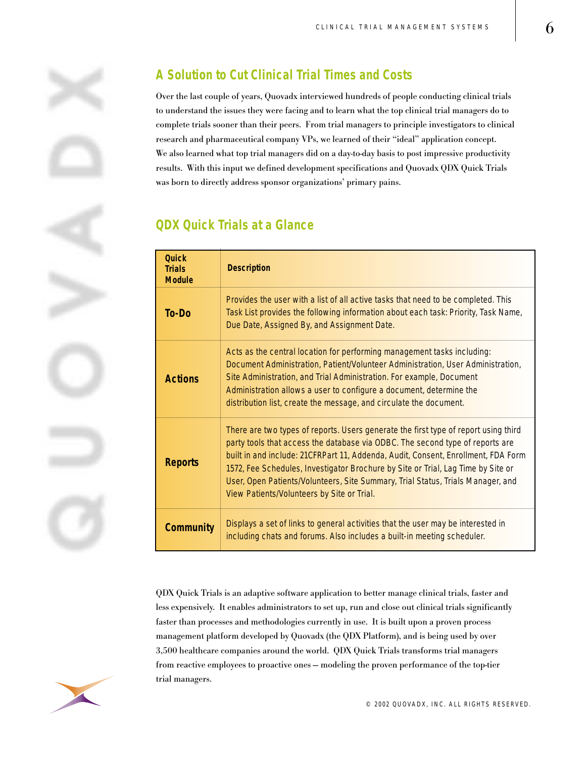## A Solution to Cut Clinical Trial Times and Costs

Over the last couple of years, Quovadx interviewed hundreds of people conducting clinical trials to understand the issues they were facing and to learn what the top clinical trial managers do to complete trials sooner than their peers. From trial managers to principle investigators to clinical research and pharmaceutical company VPs, we learned of their "ideal" application concept. We also learned what top trial managers did on a day-to-day basis to post impressive productivity results. With this input we defined development specifications and Quovadx QDX Quick Trials was born to directly address sponsor organizations' primary pains.

## QDX Quick Trials at a Glance

| Quick Trials Module | Description |
|---|---|
| **To-Do** | Provides the user with a list of all active tasks that need to be completed. This Task List provides the following information about each task: Priority, Task Name, Due Date, Assigned By, and Assignment Date. |
| **Actions** | Acts as the central location for performing management tasks including: Document Administration, Patient/Volunteer Administration, User Administration, Site Administration, and Trial Administration. For example, Document Administration allows a user to configure a document, determine the distribution list, create the message, and circulate the document. |
| **Reports** | There are two types of reports. Users generate the first type of report using third party tools that access the database via ODBC. The second type of reports are built in and include: 21CFRPart 11, Addenda, Audit, Consent, Enrollment, FDA Form 1572, Fee Schedules, Investigator Brochure by Site or Trial, Lag Time by Site or User, Open Patients/Volunteers, Site Summary, Trial Status, Trials Manager, and View Patients/Volunteers by Site or Trial. |
| **Community** | Displays a set of links to general activities that the user may be interested in including chats and forums. Also includes a built-in meeting scheduler. |

QDX Quick Trials is an adaptive software application to better manage clinical trials, faster and less expensively. It enables administrators to set up, run and close out clinical trials significantly faster than processes and methodologies currently in use. It is built upon a proven process management platform developed by Quovadx (the QDX Platform), and is being used by over 3,500 healthcare companies around the world. QDX Quick Trials transforms trial managers from reactive employees to proactive ones – modeling the proven performance of the top-tier trial managers.

© 2002 QUOVADX, INC. ALL RIGHTS RESERVED.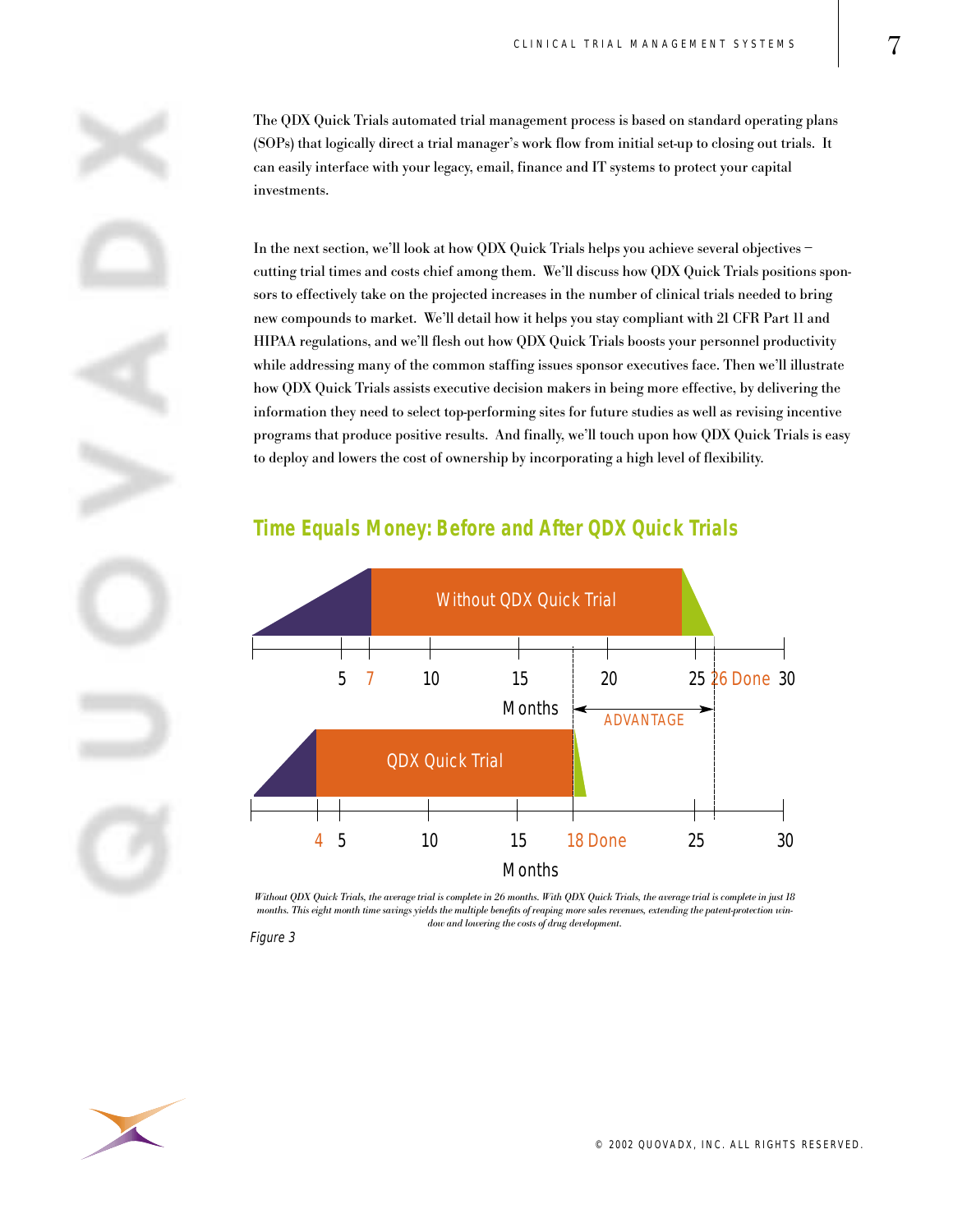The QDX Quick Trials automated trial management process is based on standard operating plans (SOPs) that logically direct a trial manager's work flow from initial set-up to closing out trials. It can easily interface with your legacy, email, finance and IT systems to protect your capital investments.

In the next section, we'll look at how QDX Quick Trials helps you achieve several objectives – cutting trial times and costs chief among them. We'll discuss how QDX Quick Trials positions sponsors to effectively take on the projected increases in the number of clinical trials needed to bring new compounds to market. We'll detail how it helps you stay compliant with 21 CFR Part 11 and HIPAA regulations, and we'll flesh out how QDX Quick Trials boosts your personnel productivity while addressing many of the common staffing issues sponsor executives face. Then we'll illustrate how QDX Quick Trials assists executive decision makers in being more effective, by delivering the information they need to select top-performing sites for future studies as well as revising incentive programs that produce positive results. And finally, we'll touch upon how QDX Quick Trials is easy to deploy and lowers the cost of ownership by incorporating a high level of flexibility.

## Time Equals Money: Before and After QDX Quick Trials

Without QDX Quick Trial

5 7 10 15 20 25 26 Done 30

Months

ADVANTAGE

QDX Quick Trial

4 5 10 15 18 Done 25 30

Months

*Without QDX Quick Trials, the average trial is complete in 26 months. With QDX Quick Trials, the average trial is complete in just 18 months. This eight month time savings yields the multiple benefits of reaping more sales revenues, extending the patent-protection window and lowering the costs of drug development.*

*Figure 3*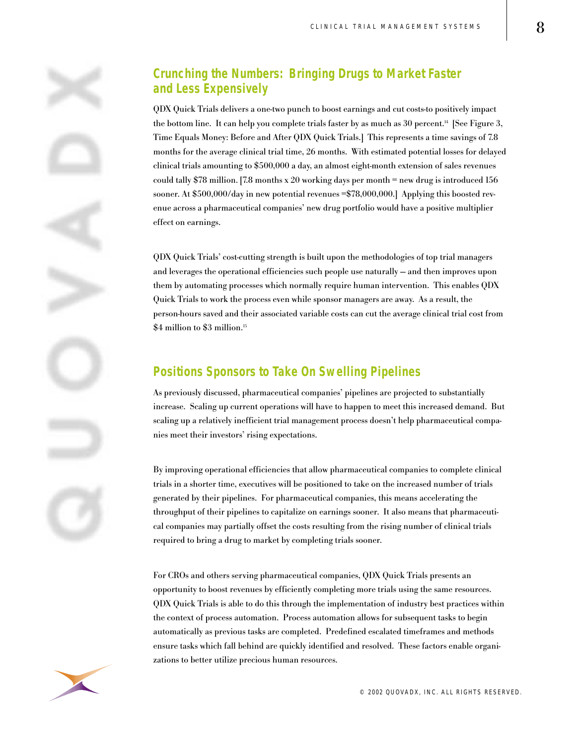## Crunching the Numbers: Bringing Drugs to Market Faster and Less Expensively

QDX Quick Trials delivers a one-two punch to boost earnings and cut costs-to positively impact the bottom line. It can help you complete trials faster by as much as 30 percent.[14] [See Figure 3, Time Equals Money: Before and After QDX Quick Trials.] This represents a time savings of 7.8 months for the average clinical trial time, 26 months. With estimated potential losses for delayed clinical trials amounting to $500,000 a day, an almost eight-month extension of sales revenues could tally $78 million. [7.8 months x 20 working days per month = new drug is introduced 156 sooner. At $500,000/day in new potential revenues =$78,000,000.] Applying this boosted revenue across a pharmaceutical companies' new drug portfolio would have a positive multiplier effect on earnings.

QDX Quick Trials' cost-cutting strength is built upon the methodologies of top trial managers and leverages the operational efficiencies such people use naturally — and then improves upon them by automating processes which normally require human intervention. This enables QDX Quick Trials to work the process even while sponsor managers are away. As a result, the person-hours saved and their associated variable costs can cut the average clinical trial cost from $4 million to $3 million.[15]

## Positions Sponsors to Take On Swelling Pipelines

As previously discussed, pharmaceutical companies' pipelines are projected to substantially increase. Scaling up current operations will have to happen to meet this increased demand. But scaling up a relatively inefficient trial management process doesn't help pharmaceutical companies meet their investors' rising expectations.

By improving operational efficiencies that allow pharmaceutical companies to complete clinical trials in a shorter time, executives will be positioned to take on the increased number of trials generated by their pipelines. For pharmaceutical companies, this means accelerating the throughput of their pipelines to capitalize on earnings sooner. It also means that pharmaceutical companies may partially offset the costs resulting from the rising number of clinical trials required to bring a drug to market by completing trials sooner.

For CROs and others serving pharmaceutical companies, QDX Quick Trials presents an opportunity to boost revenues by efficiently completing more trials using the same resources. QDX Quick Trials is able to do this through the implementation of industry best practices within the context of process automation. Process automation allows for subsequent tasks to begin automatically as previous tasks are completed. Predefined escalated timeframes and methods ensure tasks which fall behind are quickly identified and resolved. These factors enable organizations to better utilize precious human resources.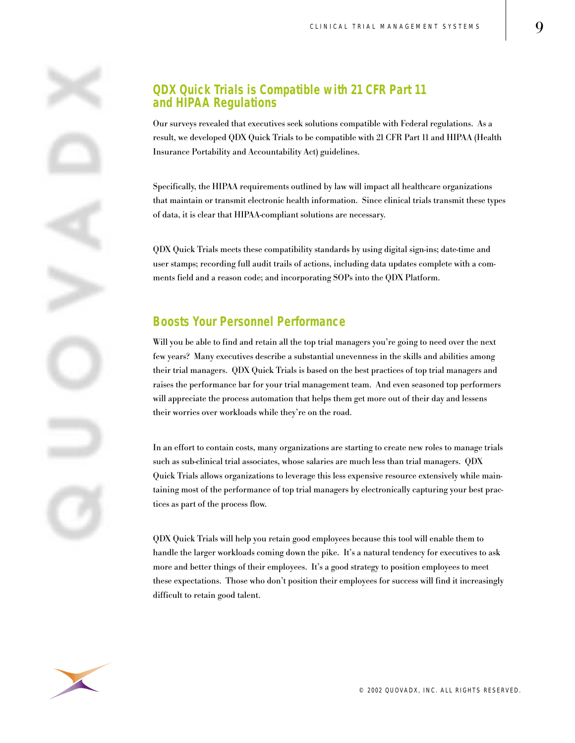## QDX Quick Trials is Compatible with 21 CFR Part 11 and HIPAA Regulations

Our surveys revealed that executives seek solutions compatible with Federal regulations. As a result, we developed QDX Quick Trials to be compatible with 21 CFR Part 11 and HIPAA (Health Insurance Portability and Accountability Act) guidelines.

Specifically, the HIPAA requirements outlined by law will impact all healthcare organizations that maintain or transmit electronic health information. Since clinical trials transmit these types of data, it is clear that HIPAA-compliant solutions are necessary.

QDX Quick Trials meets these compatibility standards by using digital sign-ins; date-time and user stamps; recording full audit trails of actions, including data updates complete with a comments field and a reason code; and incorporating SOPs into the QDX Platform.

## Boosts Your Personnel Performance

Will you be able to find and retain all the top trial managers you're going to need over the next few years? Many executives describe a substantial unevenness in the skills and abilities among their trial managers. QDX Quick Trials is based on the best practices of top trial managers and raises the performance bar for your trial management team. And even seasoned top performers will appreciate the process automation that helps them get more out of their day and lessens their worries over workloads while they're on the road.

In an effort to contain costs, many organizations are starting to create new roles to manage trials such as sub-clinical trial associates, whose salaries are much less than trial managers. QDX Quick Trials allows organizations to leverage this less expensive resource extensively while maintaining most of the performance of top trial managers by electronically capturing your best practices as part of the process flow.

QDX Quick Trials will help you retain good employees because this tool will enable them to handle the larger workloads coming down the pike. It's a natural tendency for executives to ask more and better things of their employees. It's a good strategy to position employees to meet these expectations. Those who don't position their employees for success will find it increasingly difficult to retain good talent.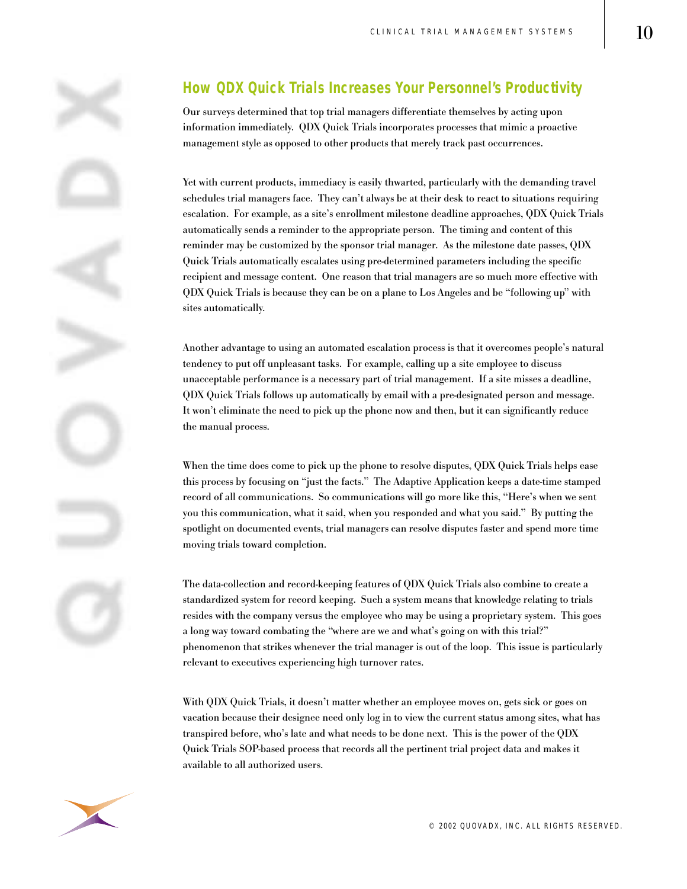## How QDX Quick Trials Increases Your Personnel's Productivity

Our surveys determined that top trial managers differentiate themselves by acting upon information immediately. QDX Quick Trials incorporates processes that mimic a proactive management style as opposed to other products that merely track past occurrences.

Yet with current products, immediacy is easily thwarted, particularly with the demanding travel schedules trial managers face. They can't always be at their desk to react to situations requiring escalation. For example, as a site's enrollment milestone deadline approaches, QDX Quick Trials automatically sends a reminder to the appropriate person. The timing and content of this reminder may be customized by the sponsor trial manager. As the milestone date passes, QDX Quick Trials automatically escalates using pre-determined parameters including the specific recipient and message content. One reason that trial managers are so much more effective with QDX Quick Trials is because they can be on a plane to Los Angeles and be "following up" with sites automatically.

Another advantage to using an automated escalation process is that it overcomes people's natural tendency to put off unpleasant tasks. For example, calling up a site employee to discuss unacceptable performance is a necessary part of trial management. If a site misses a deadline, QDX Quick Trials follows up automatically by email with a pre-designated person and message. It won't eliminate the need to pick up the phone now and then, but it can significantly reduce the manual process.

When the time does come to pick up the phone to resolve disputes, QDX Quick Trials helps ease this process by focusing on "just the facts." The Adaptive Application keeps a date-time stamped record of all communications. So communications will go more like this, "Here's when we sent you this communication, what it said, when you responded and what you said." By putting the spotlight on documented events, trial managers can resolve disputes faster and spend more time moving trials toward completion.

The data-collection and record-keeping features of QDX Quick Trials also combine to create a standardized system for record keeping. Such a system means that knowledge relating to trials resides with the company versus the employee who may be using a proprietary system. This goes a long way toward combating the "where are we and what's going on with this trial?" phenomenon that strikes whenever the trial manager is out of the loop. This issue is particularly relevant to executives experiencing high turnover rates.

With QDX Quick Trials, it doesn't matter whether an employee moves on, gets sick or goes on vacation because their designee need only log in to view the current status among sites, what has transpired before, who's late and what needs to be done next. This is the power of the QDX Quick Trials SOP-based process that records all the pertinent trial project data and makes it available to all authorized users.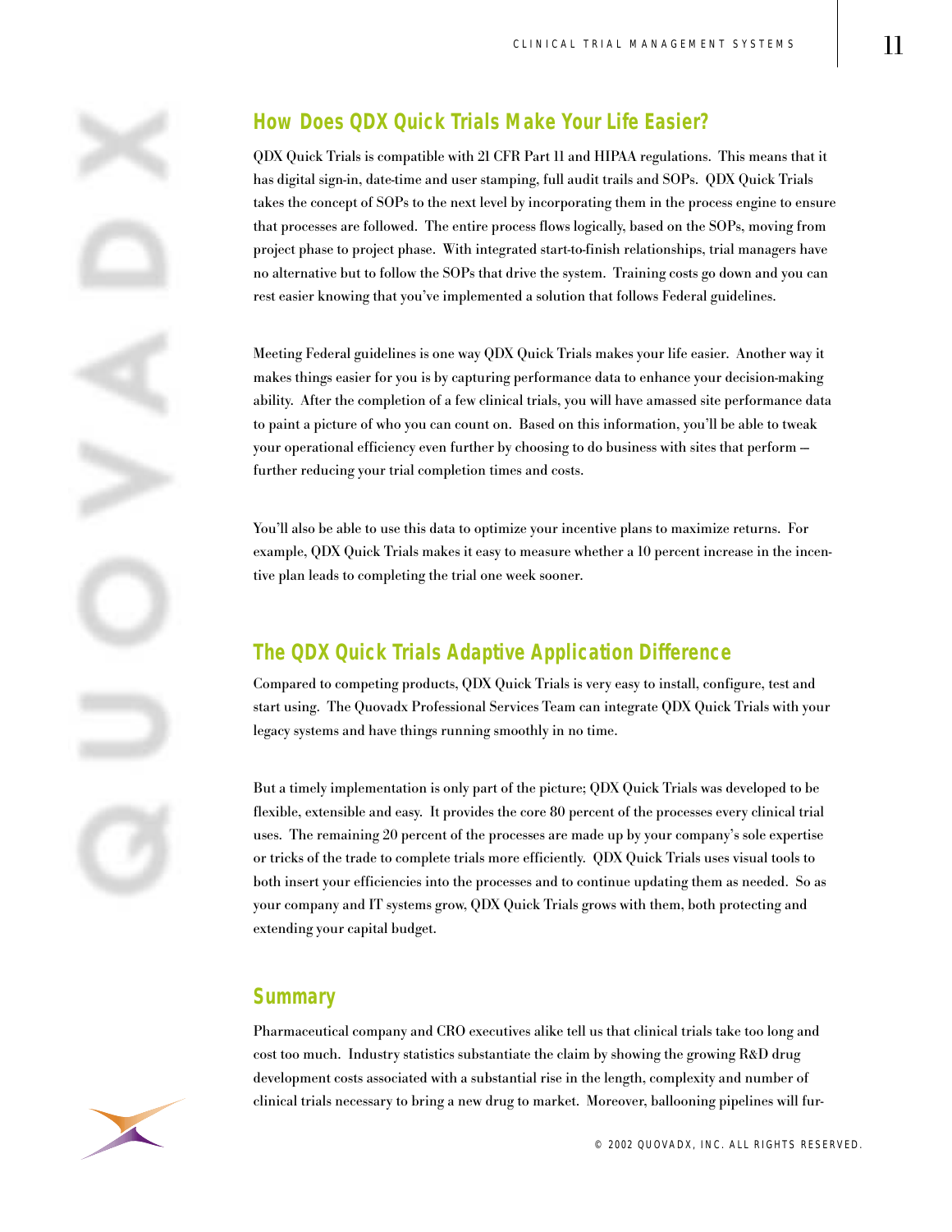## How Does QDX Quick Trials Make Your Life Easier?

QDX Quick Trials is compatible with 21 CFR Part 11 and HIPAA regulations. This means that it has digital sign-in, date-time and user stamping, full audit trails and SOPs. QDX Quick Trials takes the concept of SOPs to the next level by incorporating them in the process engine to ensure that processes are followed. The entire process flows logically, based on the SOPs, moving from project phase to project phase. With integrated start-to-finish relationships, trial managers have no alternative but to follow the SOPs that drive the system. Training costs go down and you can rest easier knowing that you've implemented a solution that follows Federal guidelines.

Meeting Federal guidelines is one way QDX Quick Trials makes your life easier. Another way it makes things easier for you is by capturing performance data to enhance your decision-making ability. After the completion of a few clinical trials, you will have amassed site performance data to paint a picture of who you can count on. Based on this information, you'll be able to tweak your operational efficiency even further by choosing to do business with sites that perform — further reducing your trial completion times and costs.

You'll also be able to use this data to optimize your incentive plans to maximize returns. For example, QDX Quick Trials makes it easy to measure whether a 10 percent increase in the incentive plan leads to completing the trial one week sooner.

## The QDX Quick Trials Adaptive Application Difference

Compared to competing products, QDX Quick Trials is very easy to install, configure, test and start using. The Quovadx Professional Services Team can integrate QDX Quick Trials with your legacy systems and have things running smoothly in no time.

But a timely implementation is only part of the picture; QDX Quick Trials was developed to be flexible, extensible and easy. It provides the core 80 percent of the processes every clinical trial uses. The remaining 20 percent of the processes are made up by your company's sole expertise or tricks of the trade to complete trials more efficiently. QDX Quick Trials uses visual tools to both insert your efficiencies into the processes and to continue updating them as needed. So as your company and IT systems grow, QDX Quick Trials grows with them, both protecting and extending your capital budget.

## Summary

Pharmaceutical company and CRO executives alike tell us that clinical trials take too long and cost too much. Industry statistics substantiate the claim by showing the growing R&D drug development costs associated with a substantial rise in the length, complexity and number of clinical trials necessary to bring a new drug to market. Moreover, ballooning pipelines will fur-

© 2002 QUOVADX, INC. ALL RIGHTS RESERVED.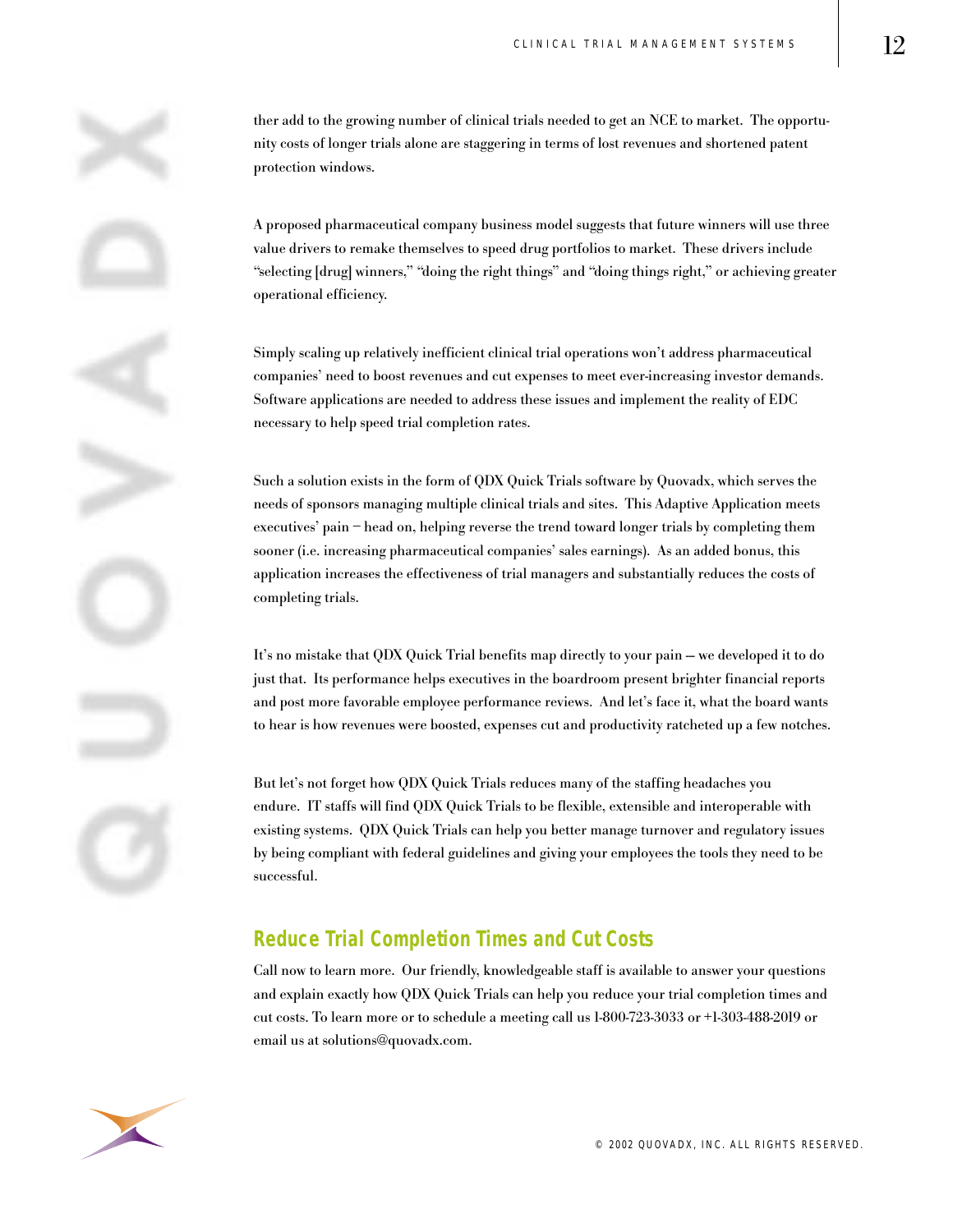ther add to the growing number of clinical trials needed to get an NCE to market. The opportunity costs of longer trials alone are staggering in terms of lost revenues and shortened patent protection windows.

A proposed pharmaceutical company business model suggests that future winners will use three value drivers to remake themselves to speed drug portfolios to market. These drivers include "selecting [drug] winners," "doing the right things" and "doing things right," or achieving greater operational efficiency.

Simply scaling up relatively inefficient clinical trial operations won't address pharmaceutical companies' need to boost revenues and cut expenses to meet ever-increasing investor demands. Software applications are needed to address these issues and implement the reality of EDC necessary to help speed trial completion rates.

Such a solution exists in the form of QDX Quick Trials software by Quovadx, which serves the needs of sponsors managing multiple clinical trials and sites. This Adaptive Application meets executives' pain – head on, helping reverse the trend toward longer trials by completing them sooner (i.e. increasing pharmaceutical companies' sales earnings). As an added bonus, this application increases the effectiveness of trial managers and substantially reduces the costs of completing trials.

It's no mistake that QDX Quick Trial benefits map directly to your pain – we developed it to do just that. Its performance helps executives in the boardroom present brighter financial reports and post more favorable employee performance reviews. And let's face it, what the board wants to hear is how revenues were boosted, expenses cut and productivity ratcheted up a few notches.

But let's not forget how QDX Quick Trials reduces many of the staffing headaches you endure. IT staffs will find QDX Quick Trials to be flexible, extensible and interoperable with existing systems. QDX Quick Trials can help you better manage turnover and regulatory issues by being compliant with federal guidelines and giving your employees the tools they need to be successful.

## Reduce Trial Completion Times and Cut Costs

Call now to learn more. Our friendly, knowledgeable staff is available to answer your questions and explain exactly how QDX Quick Trials can help you reduce your trial completion times and cut costs. To learn more or to schedule a meeting call us 1-800-723-3033 or +1-303-488-2019 or email us at solutions@quovadx.com.

© 2002 QUOVADX, INC. ALL RIGHTS RESERVED.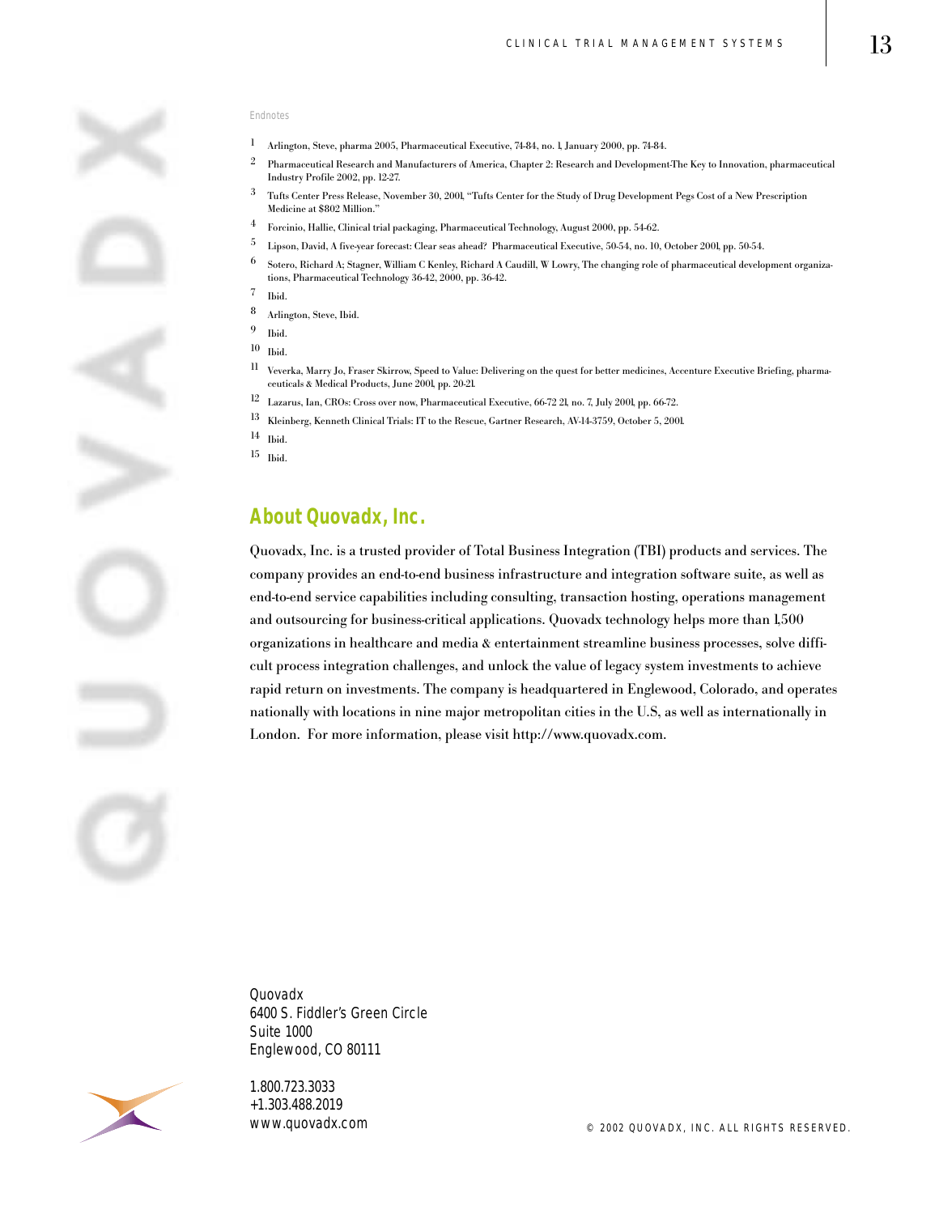Endnotes

1. Arlington, Steve, pharma 2005, Pharmaceutical Executive, 74-84, no. 1, January 2000, pp. 74-84.
2. Pharmaceutical Research and Manufacturers of America, Chapter 2: Research and Development-The Key to Innovation, pharmaceutical Industry Profile 2002, pp. 12-27.
3. Tufts Center Press Release, November 30, 2001, "Tufts Center for the Study of Drug Development Pegs Cost of a New Prescription Medicine at $802 Million."
4. Forcinio, Hallie, Clinical trial packaging, Pharmaceutical Technology, August 2000, pp. 54-62.
5. Lipson, David, A five-year forecast: Clear seas ahead? Pharmaceutical Executive, 50-54, no. 10, October 2001, pp. 50-54.
6. Sotero, Richard A; Stagner, William C Kenley, Richard A Caudill, W Lowry, The changing role of pharmaceutical development organizations, Pharmaceutical Technology 36-42, 2000, pp. 36-42.
7. Ibid.
8. Arlington, Steve, Ibid.
9. Ibid.
10. Ibid.
11. Veverka, Marry Jo, Fraser Skirrow, Speed to Value: Delivering on the quest for better medicines, Accenture Executive Briefing, pharmaceuticals & Medical Products, June 2001, pp. 20-21.
12. Lazarus, Ian, CROs: Cross over now, Pharmaceutical Executive, 66-72 21, no. 7, July 2001, pp. 66-72.
13. Kleinberg, Kenneth Clinical Trials: IT to the Rescue, Gartner Research, AV-14-3759, October 5, 2001.
14. Ibid.
15. Ibid.

## About Quovadx, Inc.

Quovadx, Inc. is a trusted provider of Total Business Integration (TBI) products and services. The company provides an end-to-end business infrastructure and integration software suite, as well as end-to-end service capabilities including consulting, transaction hosting, operations management and outsourcing for business-critical applications. Quovadx technology helps more than 1,500 organizations in healthcare and media & entertainment streamline business processes, solve difficult process integration challenges, and unlock the value of legacy system investments to achieve rapid return on investments. The company is headquartered in Englewood, Colorado, and operates nationally with locations in nine major metropolitan cities in the U.S, as well as internationally in London. For more information, please visit http://www.quovadx.com.

Quovadx
6400 S. Fiddler's Green Circle
Suite 1000
Englewood, CO 80111

1.800.723.3033
+1.303.488.2019
www.quovadx.com

© 2002 QUOVADX, INC. ALL RIGHTS RESERVED.